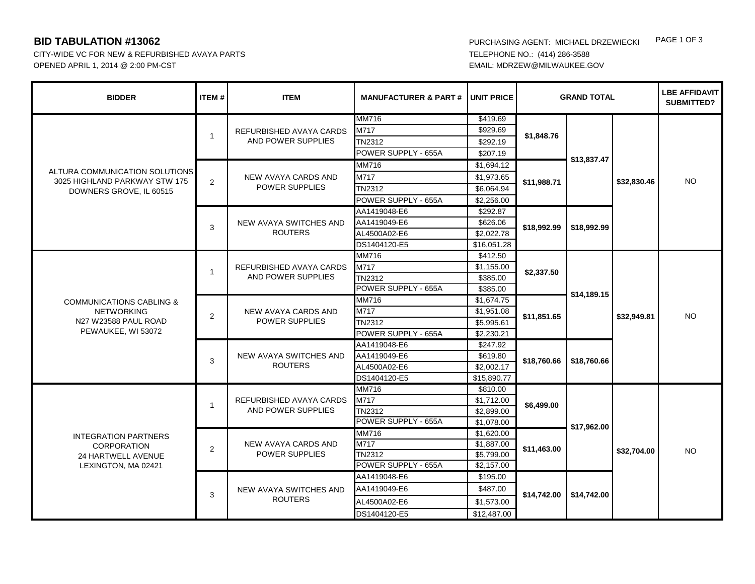# BID TABULATION #13062

CITY-WIDE VC FOR NEW & REFURBISHED AVAYA PARTS
OPENED APRIL 1, 2014 @ 2:00 PM-CST

PURCHASING AGENT: MICHAEL DRZEWIECKI
TELEPHONE NO.: (414) 286-3588
EMAIL: MDRZEW@MILWAUKEE.GOV

| BIDDER | ITEM # | ITEM | MANUFACTURER & PART # | UNIT PRICE | GRAND TOTAL | | | LBE AFFIDAVIT SUBMITTED? |
|---|---|---|---|---|---|---|---|---|
| ALTURA COMMUNICATION SOLUTIONS 3025 HIGHLAND PARKWAY STW 175 DOWNERS GROVE, IL 60515 | 1 | REFURBISHED AVAYA CARDS AND POWER SUPPLIES | MM716 | $419.69 | **$1,848.76** | **$13,837.47** | **$32,830.46** | NO |
| | | | M717 | $929.69 | | | | |
| | | | TN2312 | $292.19 | | | | |
| | | | POWER SUPPLY - 655A | $207.19 | | | | |
| | 2 | NEW AVAYA CARDS AND POWER SUPPLIES | MM716 | $1,694.12 | **$11,988.71** | | | |
| | | | M717 | $1,973.65 | | | | |
| | | | TN2312 | $6,064.94 | | | | |
| | | | POWER SUPPLY - 655A | $2,256.00 | | | | |
| | 3 | NEW AVAYA SWITCHES AND ROUTERS | AA1419048-E6 | $292.87 | **$18,992.99** | **$18,992.99** | | |
| | | | AA1419049-E6 | $626.06 | | | | |
| | | | AL4500A02-E6 | $2,022.78 | | | | |
| | | | DS1404120-E5 | $16,051.28 | | | | |
| COMMUNICATIONS CABLING & NETWORKING N27 W23588 PAUL ROAD PEWAUKEE, WI 53072 | 1 | REFURBISHED AVAYA CARDS AND POWER SUPPLIES | MM716 | $412.50 | **$2,337.50** | **$14,189.15** | **$32,949.81** | NO |
| | | | M717 | $1,155.00 | | | | |
| | | | TN2312 | $385.00 | | | | |
| | | | POWER SUPPLY - 655A | $385.00 | | | | |
| | 2 | NEW AVAYA CARDS AND POWER SUPPLIES | MM716 | $1,674.75 | **$11,851.65** | | | |
| | | | M717 | $1,951.08 | | | | |
| | | | TN2312 | $5,995.61 | | | | |
| | | | POWER SUPPLY - 655A | $2,230.21 | | | | |
| | 3 | NEW AVAYA SWITCHES AND ROUTERS | AA1419048-E6 | $247.92 | **$18,760.66** | **$18,760.66** | | |
| | | | AA1419049-E6 | $619.80 | | | | |
| | | | AL4500A02-E6 | $2,002.17 | | | | |
| | | | DS1404120-E5 | $15,890.77 | | | | |
| INTEGRATION PARTNERS CORPORATION 24 HARTWELL AVENUE LEXINGTON, MA 02421 | 1 | REFURBISHED AVAYA CARDS AND POWER SUPPLIES | MM716 | $810.00 | **$6,499.00** | **$17,962.00** | **$32,704.00** | NO |
| | | | M717 | $1,712.00 | | | | |
| | | | TN2312 | $2,899.00 | | | | |
| | | | POWER SUPPLY - 655A | $1,078.00 | | | | |
| | 2 | NEW AVAYA CARDS AND POWER SUPPLIES | MM716 | $1,620.00 | **$11,463.00** | | | |
| | | | M717 | $1,887.00 | | | | |
| | | | TN2312 | $5,799.00 | | | | |
| | | | POWER SUPPLY - 655A | $2,157.00 | | | | |
| | 3 | NEW AVAYA SWITCHES AND ROUTERS | AA1419048-E6 | $195.00 | **$14,742.00** | **$14,742.00** | | |
| | | | AA1419049-E6 | $487.00 | | | | |
| | | | AL4500A02-E6 | $1,573.00 | | | | |
| | | | DS1404120-E5 | $12,487.00 | | | | |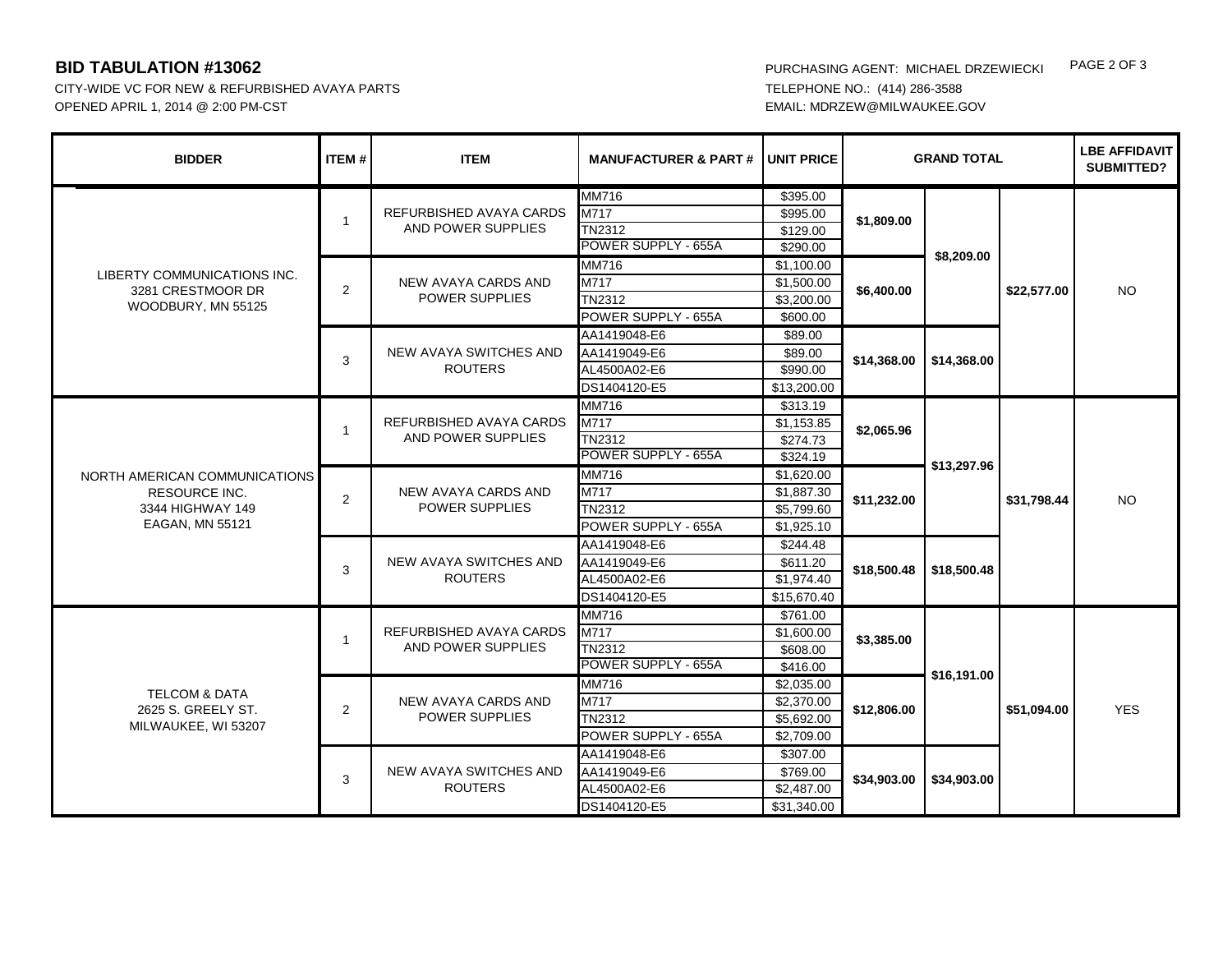**BID TABULATION #13062**

CITY-WIDE VC FOR NEW & REFURBISHED AVAYA PARTS
OPENED APRIL 1, 2014 @ 2:00 PM-CST

PURCHASING AGENT: MICHAEL DRZEWIECKI
TELEPHONE NO.: (414) 286-3588
EMAIL: MDRZEW@MILWAUKEE.GOV

| BIDDER | ITEM # | ITEM | MANUFACTURER & PART # | UNIT PRICE | GRAND TOTAL | | | LBE AFFIDAVIT SUBMITTED? |
|---|---|---|---|---|---|---|---|---|
| LIBERTY COMMUNICATIONS INC. 3281 CRESTMOOR DR WOODBURY, MN 55125 | 1 | REFURBISHED AVAYA CARDS AND POWER SUPPLIES | MM716 | $395.00 | $1,809.00 | $8,209.00 | $22,577.00 | NO |
| | | | M717 | $995.00 | | | | |
| | | | TN2312 | $129.00 | | | | |
| | | | POWER SUPPLY - 655A | $290.00 | | | | |
| | 2 | NEW AVAYA CARDS AND POWER SUPPLIES | MM716 | $1,100.00 | $6,400.00 | | | |
| | | | M717 | $1,500.00 | | | | |
| | | | TN2312 | $3,200.00 | | | | |
| | | | POWER SUPPLY - 655A | $600.00 | | | | |
| | 3 | NEW AVAYA SWITCHES AND ROUTERS | AA1419048-E6 | $89.00 | $14,368.00 | $14,368.00 | | |
| | | | AA1419049-E6 | $89.00 | | | | |
| | | | AL4500A02-E6 | $990.00 | | | | |
| | | | DS1404120-E5 | $13,200.00 | | | | |
| NORTH AMERICAN COMMUNICATIONS RESOURCE INC. 3344 HIGHWAY 149 EAGAN, MN 55121 | 1 | REFURBISHED AVAYA CARDS AND POWER SUPPLIES | MM716 | $313.19 | $2,065.96 | $13,297.96 | $31,798.44 | NO |
| | | | M717 | $1,153.85 | | | | |
| | | | TN2312 | $274.73 | | | | |
| | | | POWER SUPPLY - 655A | $324.19 | | | | |
| | 2 | NEW AVAYA CARDS AND POWER SUPPLIES | MM716 | $1,620.00 | $11,232.00 | | | |
| | | | M717 | $1,887.30 | | | | |
| | | | TN2312 | $5,799.60 | | | | |
| | | | POWER SUPPLY - 655A | $1,925.10 | | | | |
| | 3 | NEW AVAYA SWITCHES AND ROUTERS | AA1419048-E6 | $244.48 | $18,500.48 | $18,500.48 | | |
| | | | AA1419049-E6 | $611.20 | | | | |
| | | | AL4500A02-E6 | $1,974.40 | | | | |
| | | | DS1404120-E5 | $15,670.40 | | | | |
| TELCOM & DATA 2625 S. GREELY ST. MILWAUKEE, WI 53207 | 1 | REFURBISHED AVAYA CARDS AND POWER SUPPLIES | MM716 | $761.00 | $3,385.00 | $16,191.00 | $51,094.00 | YES |
| | | | M717 | $1,600.00 | | | | |
| | | | TN2312 | $608.00 | | | | |
| | | | POWER SUPPLY - 655A | $416.00 | | | | |
| | 2 | NEW AVAYA CARDS AND POWER SUPPLIES | MM716 | $2,035.00 | $12,806.00 | | | |
| | | | M717 | $2,370.00 | | | | |
| | | | TN2312 | $5,692.00 | | | | |
| | | | POWER SUPPLY - 655A | $2,709.00 | | | | |
| | 3 | NEW AVAYA SWITCHES AND ROUTERS | AA1419048-E6 | $307.00 | $34,903.00 | $34,903.00 | | |
| | | | AA1419049-E6 | $769.00 | | | | |
| | | | AL4500A02-E6 | $2,487.00 | | | | |
| | | | DS1404120-E5 | $31,340.00 | | | | |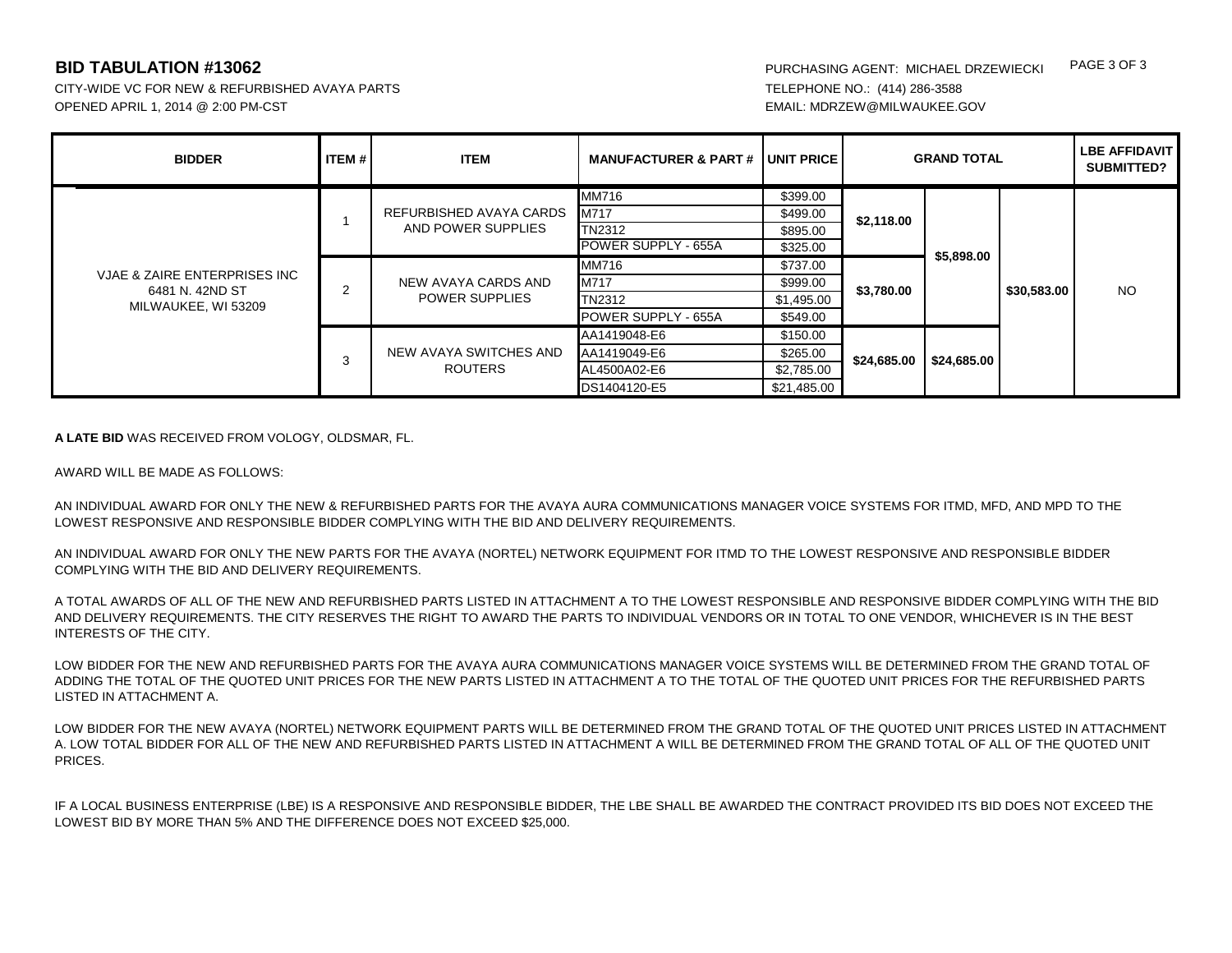# BID TABULATION #13062

CITY-WIDE VC FOR NEW & REFURBISHED AVAYA PARTS
OPENED APRIL 1, 2014 @ 2:00 PM-CST

PURCHASING AGENT: MICHAEL DRZEWIECKI
TELEPHONE NO.: (414) 286-3588
EMAIL: MDRZEW@MILWAUKEE.GOV

| BIDDER | ITEM # | ITEM | MANUFACTURER & PART # | UNIT PRICE | GRAND TOTAL | | | LBE AFFIDAVIT SUBMITTED? |
|---|---|---|---|---|---|---|---|---|
| VJAE & ZAIRE ENTERPRISES INC 6481 N. 42ND ST MILWAUKEE, WI 53209 | 1 | REFURBISHED AVAYA CARDS AND POWER SUPPLIES | MM716 | $399.00 | $2,118.00 | $5,898.00 | $30,583.00 | NO |
| | | | M717 | $499.00 | | | | |
| | | | TN2312 | $895.00 | | | | |
| | | | POWER SUPPLY - 655A | $325.00 | | | | |
| | 2 | NEW AVAYA CARDS AND POWER SUPPLIES | MM716 | $737.00 | $3,780.00 | | | |
| | | | M717 | $999.00 | | | | |
| | | | TN2312 | $1,495.00 | | | | |
| | | | POWER SUPPLY - 655A | $549.00 | | | | |
| | 3 | NEW AVAYA SWITCHES AND ROUTERS | AA1419048-E6 | $150.00 | $24,685.00 | $24,685.00 | | |
| | | | AA1419049-E6 | $265.00 | | | | |
| | | | AL4500A02-E6 | $2,785.00 | | | | |
| | | | DS1404120-E5 | $21,485.00 | | | | |

**A LATE BID** WAS RECEIVED FROM VOLOGY, OLDSMAR, FL.

AWARD WILL BE MADE AS FOLLOWS:

AN INDIVIDUAL AWARD FOR ONLY THE NEW & REFURBISHED PARTS FOR THE AVAYA AURA COMMUNICATIONS MANAGER VOICE SYSTEMS FOR ITMD, MFD, AND MPD TO THE LOWEST RESPONSIVE AND RESPONSIBLE BIDDER COMPLYING WITH THE BID AND DELIVERY REQUIREMENTS.

AN INDIVIDUAL AWARD FOR ONLY THE NEW PARTS FOR THE AVAYA (NORTEL) NETWORK EQUIPMENT FOR ITMD TO THE LOWEST RESPONSIVE AND RESPONSIBLE BIDDER COMPLYING WITH THE BID AND DELIVERY REQUIREMENTS.

A TOTAL AWARDS OF ALL OF THE NEW AND REFURBISHED PARTS LISTED IN ATTACHMENT A TO THE LOWEST RESPONSIBLE AND RESPONSIVE BIDDER COMPLYING WITH THE BID AND DELIVERY REQUIREMENTS. THE CITY RESERVES THE RIGHT TO AWARD THE PARTS TO INDIVIDUAL VENDORS OR IN TOTAL TO ONE VENDOR, WHICHEVER IS IN THE BEST INTERESTS OF THE CITY.

LOW BIDDER FOR THE NEW AND REFURBISHED PARTS FOR THE AVAYA AURA COMMUNICATIONS MANAGER VOICE SYSTEMS WILL BE DETERMINED FROM THE GRAND TOTAL OF ADDING THE TOTAL OF THE QUOTED UNIT PRICES FOR THE NEW PARTS LISTED IN ATTACHMENT A TO THE TOTAL OF THE QUOTED UNIT PRICES FOR THE REFURBISHED PARTS LISTED IN ATTACHMENT A.

LOW BIDDER FOR THE NEW AVAYA (NORTEL) NETWORK EQUIPMENT PARTS WILL BE DETERMINED FROM THE GRAND TOTAL OF THE QUOTED UNIT PRICES LISTED IN ATTACHMENT A. LOW TOTAL BIDDER FOR ALL OF THE NEW AND REFURBISHED PARTS LISTED IN ATTACHMENT A WILL BE DETERMINED FROM THE GRAND TOTAL OF ALL OF THE QUOTED UNIT PRICES.

IF A LOCAL BUSINESS ENTERPRISE (LBE) IS A RESPONSIVE AND RESPONSIBLE BIDDER, THE LBE SHALL BE AWARDED THE CONTRACT PROVIDED ITS BID DOES NOT EXCEED THE LOWEST BID BY MORE THAN 5% AND THE DIFFERENCE DOES NOT EXCEED $25,000.